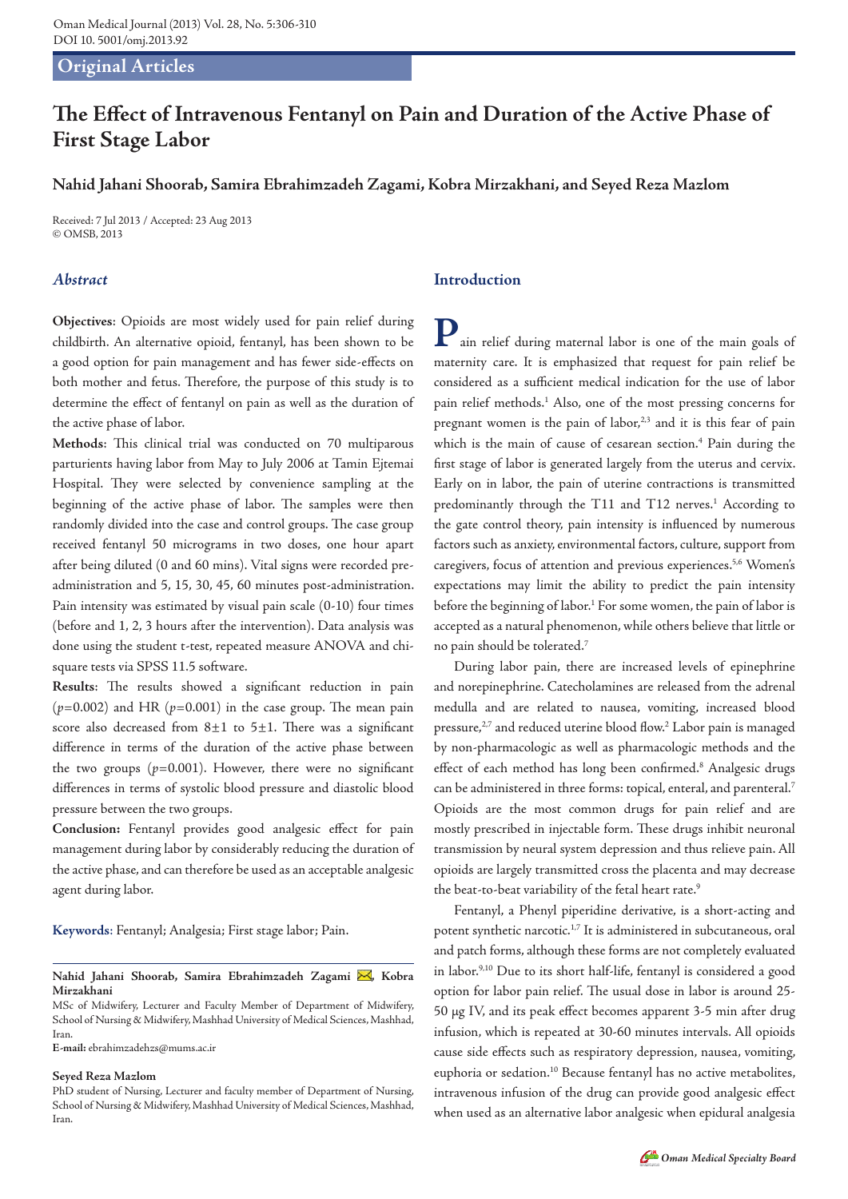## Original Articles

# The Effect of Intravenous Fentanyl on Pain and Duration of the Active Phase of First Stage Labor

**Nahid Jahani Shoorab, Samira Ebrahimzadeh Zagami, Kobra Mirzakhani, and Seyed Reza Mazlom**

Received: 7 Jul 2013 / Accepted: 23 Aug 2013
© OMSB, 2013

### *Abstract*

**Objectives**: Opioids are most widely used for pain relief during childbirth. An alternative opioid, fentanyl, has been shown to be a good option for pain management and has fewer side-effects on both mother and fetus. Therefore, the purpose of this study is to determine the effect of fentanyl on pain as well as the duration of the active phase of labor.

**Methods**: This clinical trial was conducted on 70 multiparous parturients having labor from May to July 2006 at Tamin Ejtemai Hospital. They were selected by convenience sampling at the beginning of the active phase of labor. The samples were then randomly divided into the case and control groups. The case group received fentanyl 50 micrograms in two doses, one hour apart after being diluted (0 and 60 mins). Vital signs were recorded pre-administration and 5, 15, 30, 45, 60 minutes post-administration. Pain intensity was estimated by visual pain scale (0-10) four times (before and 1, 2, 3 hours after the intervention). Data analysis was done using the student t-test, repeated measure ANOVA and chi-square tests via SPSS 11.5 software.

**Results**: The results showed a significant reduction in pain ($p=0.002$) and HR ($p=0.001$) in the case group. The mean pain score also decreased from $8\pm1$ to $5\pm1$. There was a significant difference in terms of the duration of the active phase between the two groups ($p=0.001$). However, there were no significant differences in terms of systolic blood pressure and diastolic blood pressure between the two groups.

**Conclusion:** Fentanyl provides good analgesic effect for pain management during labor by considerably reducing the duration of the active phase, and can therefore be used as an acceptable analgesic agent during labor.

**Keywords:** Fentanyl; Analgesia; First stage labor; Pain.

**Nahid Jahani Shoorab, Samira Ebrahimzadeh Zagami ✉, Kobra Mirzakhani**
MSc of Midwifery, Lecturer and Faculty Member of Department of Midwifery, School of Nursing & Midwifery, Mashhad University of Medical Sciences, Mashhad, Iran.
**E-mail:** ebrahimzadehzs@mums.ac.ir

**Seyed Reza Mazlom**
PhD student of Nursing, Lecturer and faculty member of Department of Nursing, School of Nursing & Midwifery, Mashhad University of Medical Sciences, Mashhad, Iran.

## Introduction

Pain relief during maternal labor is one of the main goals of maternity care. It is emphasized that request for pain relief be considered as a sufficient medical indication for the use of labor pain relief methods.[1] Also, one of the most pressing concerns for pregnant women is the pain of labor,[2,3] and it is this fear of pain which is the main of cause of cesarean section.[4] Pain during the first stage of labor is generated largely from the uterus and cervix. Early on in labor, the pain of uterine contractions is transmitted predominantly through the T11 and T12 nerves.[1] According to the gate control theory, pain intensity is influenced by numerous factors such as anxiety, environmental factors, culture, support from caregivers, focus of attention and previous experiences.[5,6] Women's expectations may limit the ability to predict the pain intensity before the beginning of labor.[1] For some women, the pain of labor is accepted as a natural phenomenon, while others believe that little or no pain should be tolerated.[7]

During labor pain, there are increased levels of epinephrine and norepinephrine. Catecholamines are released from the adrenal medulla and are related to nausea, vomiting, increased blood pressure,[2,7] and reduced uterine blood flow.[2] Labor pain is managed by non-pharmacologic as well as pharmacologic methods and the effect of each method has long been confirmed.[8] Analgesic drugs can be administered in three forms: topical, enteral, and parenteral.[7] Opioids are the most common drugs for pain relief and are mostly prescribed in injectable form. These drugs inhibit neuronal transmission by neural system depression and thus relieve pain. All opioids are largely transmitted cross the placenta and may decrease the beat-to-beat variability of the fetal heart rate.[9]

Fentanyl, a Phenyl piperidine derivative, is a short-acting and potent synthetic narcotic.[1,7] It is administered in subcutaneous, oral and patch forms, although these forms are not completely evaluated in labor.[9,10] Due to its short half-life, fentanyl is considered a good option for labor pain relief. The usual dose in labor is around 25-50 μg IV, and its peak effect becomes apparent 3-5 min after drug infusion, which is repeated at 30-60 minutes intervals. All opioids cause side effects such as respiratory depression, nausea, vomiting, euphoria or sedation.[10] Because fentanyl has no active metabolites, intravenous infusion of the drug can provide good analgesic effect when used as an alternative labor analgesic when epidural analgesia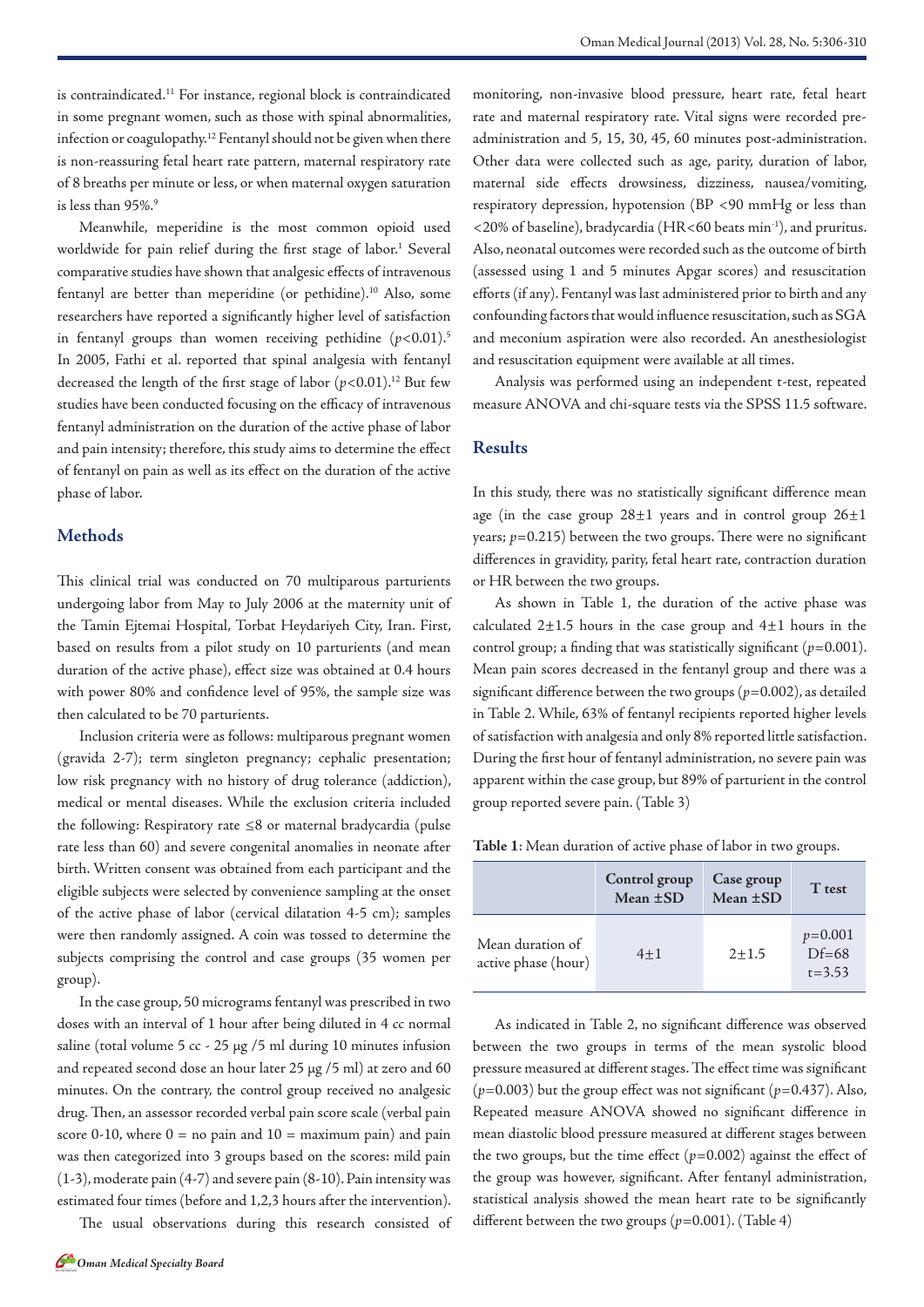is contraindicated.[11] For instance, regional block is contraindicated in some pregnant women, such as those with spinal abnormalities, infection or coagulopathy.[12] Fentanyl should not be given when there is non-reassuring fetal heart rate pattern, maternal respiratory rate of 8 breaths per minute or less, or when maternal oxygen saturation is less than 95%.[9]

Meanwhile, meperidine is the most common opioid used worldwide for pain relief during the first stage of labor.[1] Several comparative studies have shown that analgesic effects of intravenous fentanyl are better than meperidine (or pethidine).[10] Also, some researchers have reported a significantly higher level of satisfaction in fentanyl groups than women receiving pethidine ($p<0.01$).[5] In 2005, Fathi et al. reported that spinal analgesia with fentanyl decreased the length of the first stage of labor ($p<0.01$).[12] But few studies have been conducted focusing on the efficacy of intravenous fentanyl administration on the duration of the active phase of labor and pain intensity; therefore, this study aims to determine the effect of fentanyl on pain as well as its effect on the duration of the active phase of labor.

## Methods

This clinical trial was conducted on 70 multiparous parturients undergoing labor from May to July 2006 at the maternity unit of the Tamin Ejtemai Hospital, Torbat Heydariyeh City, Iran. First, based on results from a pilot study on 10 parturients (and mean duration of the active phase), effect size was obtained at 0.4 hours with power 80% and confidence level of 95%, the sample size was then calculated to be 70 parturients.

Inclusion criteria were as follows: multiparous pregnant women (gravida 2-7); term singleton pregnancy; cephalic presentation; low risk pregnancy with no history of drug tolerance (addiction), medical or mental diseases. While the exclusion criteria included the following: Respiratory rate ≤8 or maternal bradycardia (pulse rate less than 60) and severe congenital anomalies in neonate after birth. Written consent was obtained from each participant and the eligible subjects were selected by convenience sampling at the onset of the active phase of labor (cervical dilatation 4-5 cm); samples were then randomly assigned. A coin was tossed to determine the subjects comprising the control and case groups (35 women per group).

In the case group, 50 micrograms fentanyl was prescribed in two doses with an interval of 1 hour after being diluted in 4 cc normal saline (total volume 5 cc - 25 μg /5 ml during 10 minutes infusion and repeated second dose an hour later 25 μg /5 ml) at zero and 60 minutes. On the contrary, the control group received no analgesic drug. Then, an assessor recorded verbal pain score scale (verbal pain score 0-10, where 0 = no pain and 10 = maximum pain) and pain was then categorized into 3 groups based on the scores: mild pain (1-3), moderate pain (4-7) and severe pain (8-10). Pain intensity was estimated four times (before and 1,2,3 hours after the intervention).

The usual observations during this research consisted of monitoring, non-invasive blood pressure, heart rate, fetal heart rate and maternal respiratory rate. Vital signs were recorded pre-administration and 5, 15, 30, 45, 60 minutes post-administration. Other data were collected such as age, parity, duration of labor, maternal side effects drowsiness, dizziness, nausea/vomiting, respiratory depression, hypotension (BP <90 mmHg or less than <20% of baseline), bradycardia (HR<60 beats min$^{-1}$), and pruritus. Also, neonatal outcomes were recorded such as the outcome of birth (assessed using 1 and 5 minutes Apgar scores) and resuscitation efforts (if any). Fentanyl was last administered prior to birth and any confounding factors that would influence resuscitation, such as SGA and meconium aspiration were also recorded. An anesthesiologist and resuscitation equipment were available at all times.

Analysis was performed using an independent t-test, repeated measure ANOVA and chi-square tests via the SPSS 11.5 software.

## Results

In this study, there was no statistically significant difference mean age (in the case group 28±1 years and in control group 26±1 years; $p=0.215$) between the two groups. There were no significant differences in gravidity, parity, fetal heart rate, contraction duration or HR between the two groups.

As shown in Table 1, the duration of the active phase was calculated 2±1.5 hours in the case group and 4±1 hours in the control group; a finding that was statistically significant ($p=0.001$). Mean pain scores decreased in the fentanyl group and there was a significant difference between the two groups ($p=0.002$), as detailed in Table 2. While, 63% of fentanyl recipients reported higher levels of satisfaction with analgesia and only 8% reported little satisfaction. During the first hour of fentanyl administration, no severe pain was apparent within the case group, but 89% of parturient in the control group reported severe pain. (Table 3)

**Table 1**: Mean duration of active phase of labor in two groups.

| | Control group Mean ±SD | Case group Mean ±SD | T test |
|---|---|---|---|
| Mean duration of active phase (hour) | 4±1 | 2±1.5 | $p=0.001$ Df=68 t=3.53 |

As indicated in Table 2, no significant difference was observed between the two groups in terms of the mean systolic blood pressure measured at different stages. The effect time was significant ($p=0.003$) but the group effect was not significant ($p=0.437$). Also, Repeated measure ANOVA showed no significant difference in mean diastolic blood pressure measured at different stages between the two groups, but the time effect ($p=0.002$) against the effect of the group was however, significant. After fentanyl administration, statistical analysis showed the mean heart rate to be significantly different between the two groups ($p=0.001$). (Table 4)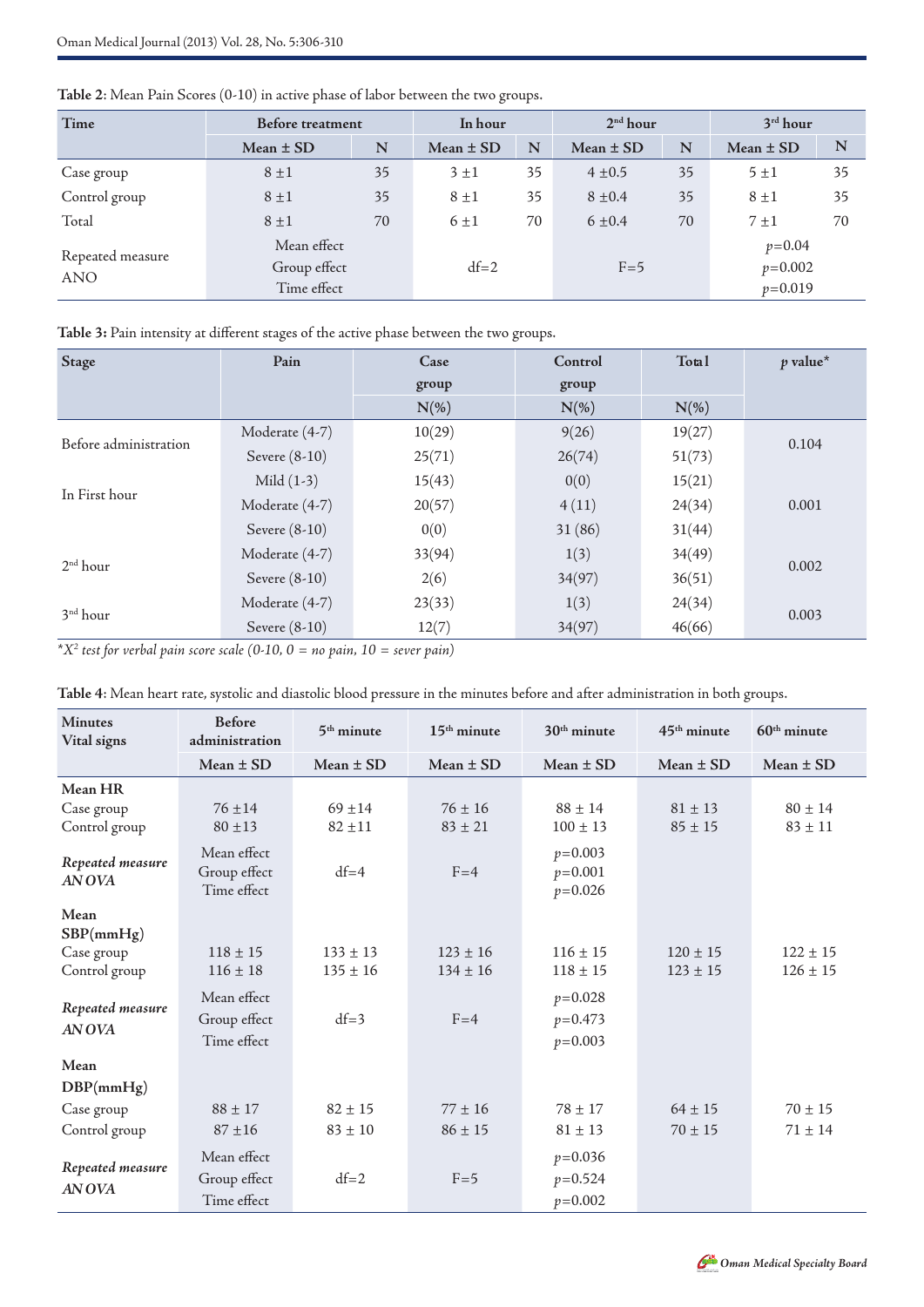**Table 2**: Mean Pain Scores (0-10) in active phase of labor between the two groups.

| Time | Before treatment | | In hour | | 2nd hour | | 3rd hour | |
|---|---|---|---|---|---|---|---|---|
| | Mean ± SD | N | Mean ± SD | N | Mean ± SD | N | Mean ± SD | N |
| Case group | 8 ±1 | 35 | 3 ±1 | 35 | 4 ±0.5 | 35 | 5 ±1 | 35 |
| Control group | 8 ±1 | 35 | 8 ±1 | 35 | 8 ±0.4 | 35 | 8 ±1 | 35 |
| Total | 8 ±1 | 70 | 6 ±1 | 70 | 6 ±0.4 | 70 | 7 ±1 | 70 |
| Repeated measure ANO | Mean effect<br>Group effect<br>Time effect | | df=2 | | F=5 | | $p$=0.04<br>$p$=0.002<br>$p$=0.019 | |

**Table 3:** Pain intensity at different stages of the active phase between the two groups.

| Stage | Pain | Case group | Control group | Total | $p$ value* |
|---|---|---|---|---|---|
| | | N(%) | N(%) | N(%) | |
| Before administration | Moderate (4-7) | 10(29) | 9(26) | 19(27) | 0.104 |
| | Severe (8-10) | 25(71) | 26(74) | 51(73) | |
| In First hour | Mild (1-3) | 15(43) | 0(0) | 15(21) | 0.001 |
| | Moderate (4-7) | 20(57) | 4 (11) | 24(34) | |
| | Severe (8-10) | 0(0) | 31 (86) | 31(44) | |
| 2nd hour | Moderate (4-7) | 33(94) | 1(3) | 34(49) | 0.002 |
| | Severe (8-10) | 2(6) | 34(97) | 36(51) | |
| 3rd hour | Moderate (4-7) | 23(33) | 1(3) | 24(34) | 0.003 |
| | Severe (8-10) | 12(7) | 34(97) | 46(66) | |

*$X^2$ test for verbal pain score scale (0-10, 0 = no pain, 10 = sever pain)*

**Table 4**: Mean heart rate, systolic and diastolic blood pressure in the minutes before and after administration in both groups.

| Minutes<br>Vital signs | Before administration | 5th minute | 15th minute | 30th minute | 45th minute | 60th minute |
|---|---|---|---|---|---|---|
| | Mean ± SD | Mean ± SD | Mean ± SD | Mean ± SD | Mean ± SD | Mean ± SD |
| **Mean HR** | | | | | | |
| Case group | 76 ±14 | 69 ±14 | 76 ± 16 | 88 ± 14 | 81 ± 13 | 80 ± 14 |
| Control group | 80 ±13 | 82 ±11 | 83 ± 21 | 100 ± 13 | 85 ± 15 | 83 ± 11 |
| ***Repeated measure ANOVA*** | Mean effect<br>Group effect<br>Time effect | df=4 | F=4 | $p$=0.003<br>$p$=0.001<br>$p$=0.026 | | |
| **Mean SBP(mmHg)** | | | | | | |
| Case group | 118 ± 15 | 133 ± 13 | 123 ± 16 | 116 ± 15 | 120 ± 15 | 122 ± 15 |
| Control group | 116 ± 18 | 135 ± 16 | 134 ± 16 | 118 ± 15 | 123 ± 15 | 126 ± 15 |
| ***Repeated measure ANOVA*** | Mean effect<br>Group effect<br>Time effect | df=3 | F=4 | $p$=0.028<br>$p$=0.473<br>$p$=0.003 | | |
| **Mean DBP(mmHg)** | | | | | | |
| Case group | 88 ± 17 | 82 ± 15 | 77 ± 16 | 78 ± 17 | 64 ± 15 | 70 ± 15 |
| Control group | 87 ±16 | 83 ± 10 | 86 ± 15 | 81 ± 13 | 70 ± 15 | 71 ± 14 |
| ***Repeated measure ANOVA*** | Mean effect<br>Group effect<br>Time effect | df=2 | F=5 | $p$=0.036<br>$p$=0.524<br>$p$=0.002 | | |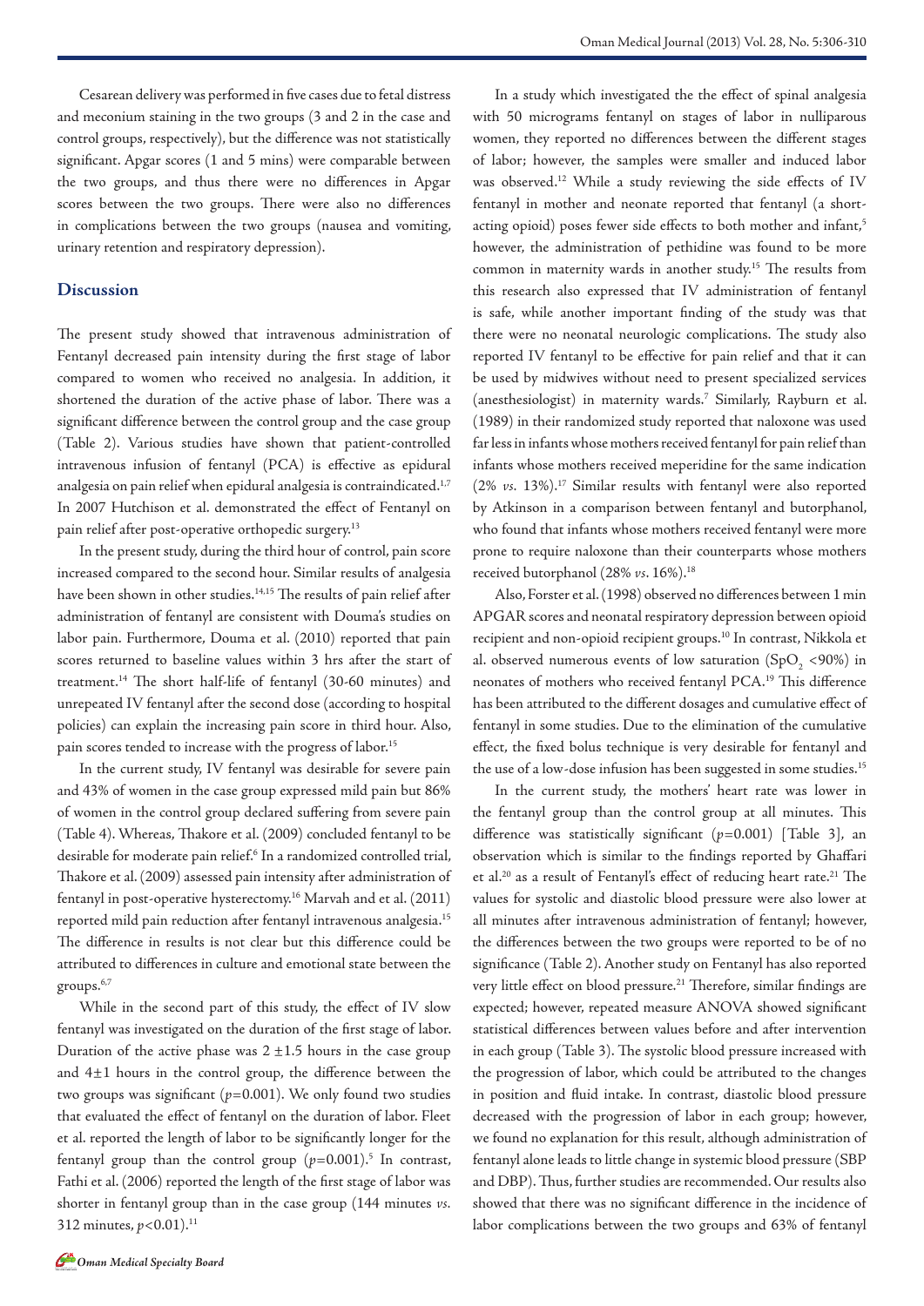Cesarean delivery was performed in five cases due to fetal distress and meconium staining in the two groups (3 and 2 in the case and control groups, respectively), but the difference was not statistically significant. Apgar scores (1 and 5 mins) were comparable between the two groups, and thus there were no differences in Apgar scores between the two groups. There were also no differences in complications between the two groups (nausea and vomiting, urinary retention and respiratory depression).

## Discussion

The present study showed that intravenous administration of Fentanyl decreased pain intensity during the first stage of labor compared to women who received no analgesia. In addition, it shortened the duration of the active phase of labor. There was a significant difference between the control group and the case group (Table 2). Various studies have shown that patient-controlled intravenous infusion of fentanyl (PCA) is effective as epidural analgesia on pain relief when epidural analgesia is contraindicated.[1,7] In 2007 Hutchison et al. demonstrated the effect of Fentanyl on pain relief after post-operative orthopedic surgery.[13]

In the present study, during the third hour of control, pain score increased compared to the second hour. Similar results of analgesia have been shown in other studies.[14,15] The results of pain relief after administration of fentanyl are consistent with Douma's studies on labor pain. Furthermore, Douma et al. (2010) reported that pain scores returned to baseline values within 3 hrs after the start of treatment.[14] The short half-life of fentanyl (30-60 minutes) and unrepeated IV fentanyl after the second dose (according to hospital policies) can explain the increasing pain score in third hour. Also, pain scores tended to increase with the progress of labor.[15]

In the current study, IV fentanyl was desirable for severe pain and 43% of women in the case group expressed mild pain but 86% of women in the control group declared suffering from severe pain (Table 4). Whereas, Thakore et al. (2009) concluded fentanyl to be desirable for moderate pain relief.[6] In a randomized controlled trial, Thakore et al. (2009) assessed pain intensity after administration of fentanyl in post-operative hysterectomy.[16] Marvah and et al. (2011) reported mild pain reduction after fentanyl intravenous analgesia.[15] The difference in results is not clear but this difference could be attributed to differences in culture and emotional state between the groups.[6,7]

While in the second part of this study, the effect of IV slow fentanyl was investigated on the duration of the first stage of labor. Duration of the active phase was 2 ±1.5 hours in the case group and 4±1 hours in the control group, the difference between the two groups was significant ($p=0.001$). We only found two studies that evaluated the effect of fentanyl on the duration of labor. Fleet et al. reported the length of labor to be significantly longer for the fentanyl group than the control group ($p=0.001$).[5] In contrast, Fathi et al. (2006) reported the length of the first stage of labor was shorter in fentanyl group than in the case group (144 minutes *vs.* 312 minutes, $p<0.01$).[11]

In a study which investigated the the effect of spinal analgesia with 50 micrograms fentanyl on stages of labor in nulliparous women, they reported no differences between the different stages of labor; however, the samples were smaller and induced labor was observed.[12] While a study reviewing the side effects of IV fentanyl in mother and neonate reported that fentanyl (a short-acting opioid) poses fewer side effects to both mother and infant,[5] however, the administration of pethidine was found to be more common in maternity wards in another study.[15] The results from this research also expressed that IV administration of fentanyl is safe, while another important finding of the study was that there were no neonatal neurologic complications. The study also reported IV fentanyl to be effective for pain relief and that it can be used by midwives without need to present specialized services (anesthesiologist) in maternity wards.[7] Similarly, Rayburn et al. (1989) in their randomized study reported that naloxone was used far less in infants whose mothers received fentanyl for pain relief than infants whose mothers received meperidine for the same indication (2% *vs.* 13%).[17] Similar results with fentanyl were also reported by Atkinson in a comparison between fentanyl and butorphanol, who found that infants whose mothers received fentanyl were more prone to require naloxone than their counterparts whose mothers received butorphanol (28% *vs*. 16%).[18]

Also, Forster et al. (1998) observed no differences between 1 min APGAR scores and neonatal respiratory depression between opioid recipient and non-opioid recipient groups.[10] In contrast, Nikkola et al. observed numerous events of low saturation ($SpO_2$ <90%) in neonates of mothers who received fentanyl PCA.[19] This difference has been attributed to the different dosages and cumulative effect of fentanyl in some studies. Due to the elimination of the cumulative effect, the fixed bolus technique is very desirable for fentanyl and the use of a low-dose infusion has been suggested in some studies.[15]

In the current study, the mothers' heart rate was lower in the fentanyl group than the control group at all minutes. This difference was statistically significant ($p=0.001$) [Table 3], an observation which is similar to the findings reported by Ghaffari et al.[20] as a result of Fentanyl's effect of reducing heart rate.[21] The values for systolic and diastolic blood pressure were also lower at all minutes after intravenous administration of fentanyl; however, the differences between the two groups were reported to be of no significance (Table 2). Another study on Fentanyl has also reported very little effect on blood pressure.[21] Therefore, similar findings are expected; however, repeated measure ANOVA showed significant statistical differences between values before and after intervention in each group (Table 3). The systolic blood pressure increased with the progression of labor, which could be attributed to the changes in position and fluid intake. In contrast, diastolic blood pressure decreased with the progression of labor in each group; however, we found no explanation for this result, although administration of fentanyl alone leads to little change in systemic blood pressure (SBP and DBP). Thus, further studies are recommended. Our results also showed that there was no significant difference in the incidence of labor complications between the two groups and 63% of fentanyl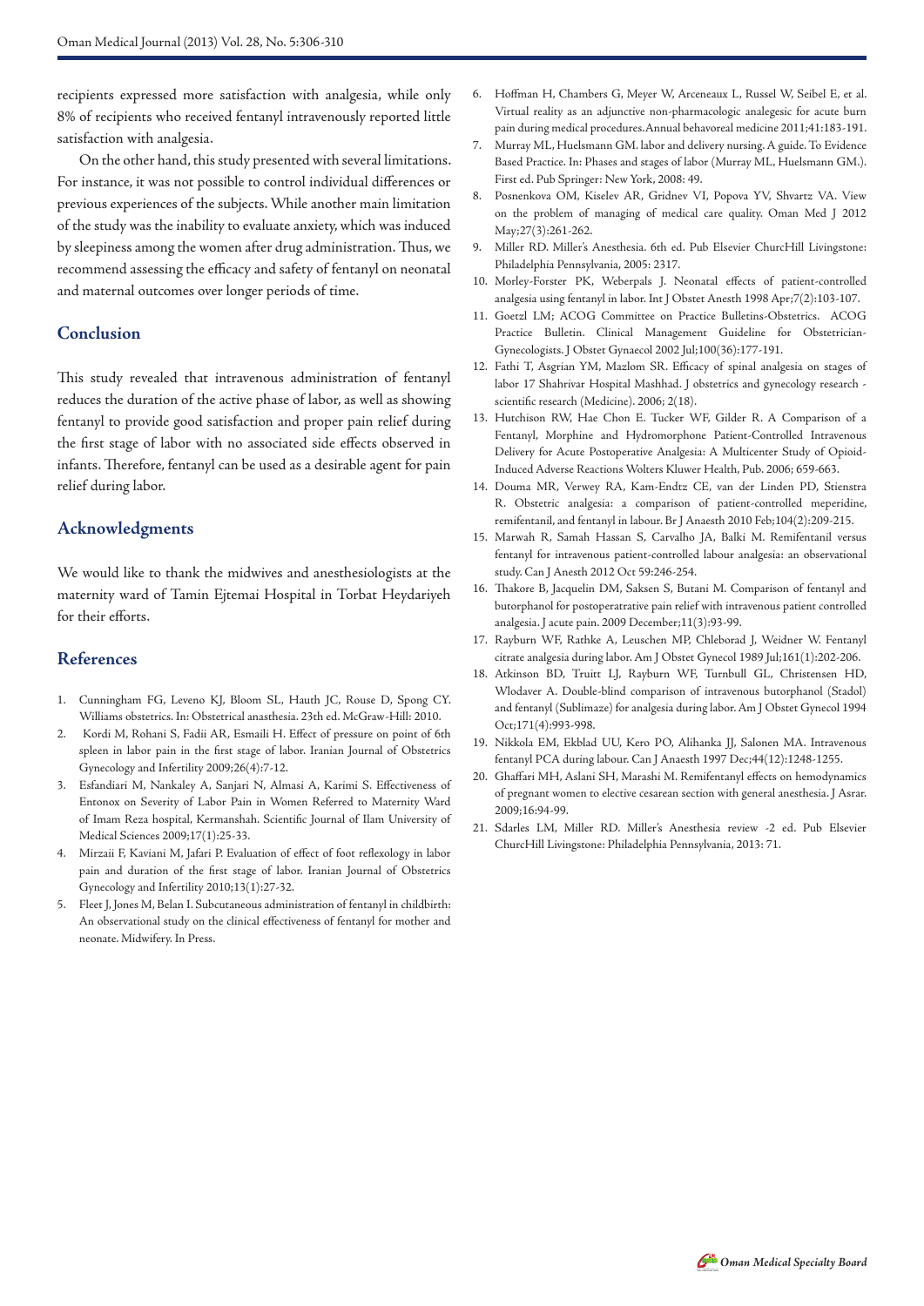recipients expressed more satisfaction with analgesia, while only 8% of recipients who received fentanyl intravenously reported little satisfaction with analgesia.

On the other hand, this study presented with several limitations. For instance, it was not possible to control individual differences or previous experiences of the subjects. While another main limitation of the study was the inability to evaluate anxiety, which was induced by sleepiness among the women after drug administration. Thus, we recommend assessing the efficacy and safety of fentanyl on neonatal and maternal outcomes over longer periods of time.

## Conclusion

This study revealed that intravenous administration of fentanyl reduces the duration of the active phase of labor, as well as showing fentanyl to provide good satisfaction and proper pain relief during the first stage of labor with no associated side effects observed in infants. Therefore, fentanyl can be used as a desirable agent for pain relief during labor.

## Acknowledgments

We would like to thank the midwives and anesthesiologists at the maternity ward of Tamin Ejtemai Hospital in Torbat Heydariyeh for their efforts.

## References

1. Cunningham FG, Leveno KJ, Bloom SL, Hauth JC, Rouse D, Spong CY. Williams obstetrics. In: Obstetrical anasthesia. 23th ed. McGraw-Hill: 2010.
2. Kordi M, Rohani S, Fadii AR, Esmaili H. Effect of pressure on point of 6th spleen in labor pain in the first stage of labor. Iranian Journal of Obstetrics Gynecology and Infertility 2009;26(4):7-12.
3. Esfandiari M, Nankaley A, Sanjari N, Almasi A, Karimi S. Effectiveness of Entonox on Severity of Labor Pain in Women Referred to Maternity Ward of Imam Reza hospital, Kermanshah. Scientific Journal of Ilam University of Medical Sciences 2009;17(1):25-33.
4. Mirzaii F, Kaviani M, Jafari P. Evaluation of effect of foot reflexology in labor pain and duration of the first stage of labor. Iranian Journal of Obstetrics Gynecology and Infertility 2010;13(1):27-32.
5. Fleet J, Jones M, Belan I. Subcutaneous administration of fentanyl in childbirth: An observational study on the clinical effectiveness of fentanyl for mother and neonate. Midwifery. In Press.
6. Hoffman H, Chambers G, Meyer W, Arceneaux L, Russel W, Seibel E, et al. Virtual reality as an adjunctive non-pharmacologic analegesic for acute burn pain during medical procedures.Annual behavoreal medicine 2011;41:183-191.
7. Murray ML, Huelsmann GM. labor and delivery nursing. A guide. To Evidence Based Practice. In: Phases and stages of labor (Murray ML, Huelsmann GM.). First ed. Pub Springer: New York, 2008: 49.
8. Posnenkova OM, Kiselev AR, Gridnev VI, Popova YV, Shvartz VA. View on the problem of managing of medical care quality. Oman Med J 2012 May;27(3):261-262.
9. Miller RD. Miller's Anesthesia. 6th ed. Pub Elsevier ChurcHill Livingstone: Philadelphia Pennsylvania, 2005: 2317.
10. Morley-Forster PK, Weberpals J. Neonatal effects of patient-controlled analgesia using fentanyl in labor. Int J Obstet Anesth 1998 Apr;7(2):103-107.
11. Goetzl LM; ACOG Committee on Practice Bulletins-Obstetrics. ACOG Practice Bulletin. Clinical Management Guideline for Obstetrician-Gynecologists. J Obstet Gynaecol 2002 Jul;100(36):177-191.
12. Fathi T, Asgrian YM, Mazlom SR. Efficacy of spinal analgesia on stages of labor 17 Shahrivar Hospital Mashhad. J obstetrics and gynecology research - scientific research (Medicine). 2006; 2(18).
13. Hutchison RW, Hae Chon E. Tucker WF, Gilder R. A Comparison of a Fentanyl, Morphine and Hydromorphone Patient-Controlled Intravenous Delivery for Acute Postoperative Analgesia: A Multicenter Study of Opioid-Induced Adverse Reactions Wolters Kluwer Health, Pub. 2006; 659-663.
14. Douma MR, Verwey RA, Kam-Endtz CE, van der Linden PD, Stienstra R. Obstetric analgesia: a comparison of patient-controlled meperidine, remifentanil, and fentanyl in labour. Br J Anaesth 2010 Feb;104(2):209-215.
15. Marwah R, Samah Hassan S, Carvalho JA, Balki M. Remifentanil versus fentanyl for intravenous patient-controlled labour analgesia: an observational study. Can J Anesth 2012 Oct 59:246-254.
16. Thakore B, Jacquelin DM, Saksen S, Butani M. Comparison of fentanyl and butorphanol for postoperatrative pain relief with intravenous patient controlled analgesia. J acute pain. 2009 December;11(3):93-99.
17. Rayburn WF, Rathke A, Leuschen MP, Chleborad J, Weidner W. Fentanyl citrate analgesia during labor. Am J Obstet Gynecol 1989 Jul;161(1):202-206.
18. Atkinson BD, Truitt LJ, Rayburn WF, Turnbull GL, Christensen HD, Wlodaver A. Double-blind comparison of intravenous butorphanol (Stadol) and fentanyl (Sublimaze) for analgesia during labor. Am J Obstet Gynecol 1994 Oct;171(4):993-998.
19. Nikkola EM, Ekblad UU, Kero PO, Alihanka JJ, Salonen MA. Intravenous fentanyl PCA during labour. Can J Anaesth 1997 Dec;44(12):1248-1255.
20. Ghaffari MH, Aslani SH, Marashi M. Remifentanyl effects on hemodynamics of pregnant women to elective cesarean section with general anesthesia. J Asrar. 2009;16:94-99.
21. Sdarles LM, Miller RD. Miller's Anesthesia review -2 ed. Pub Elsevier ChurcHill Livingstone: Philadelphia Pennsylvania, 2013: 71.